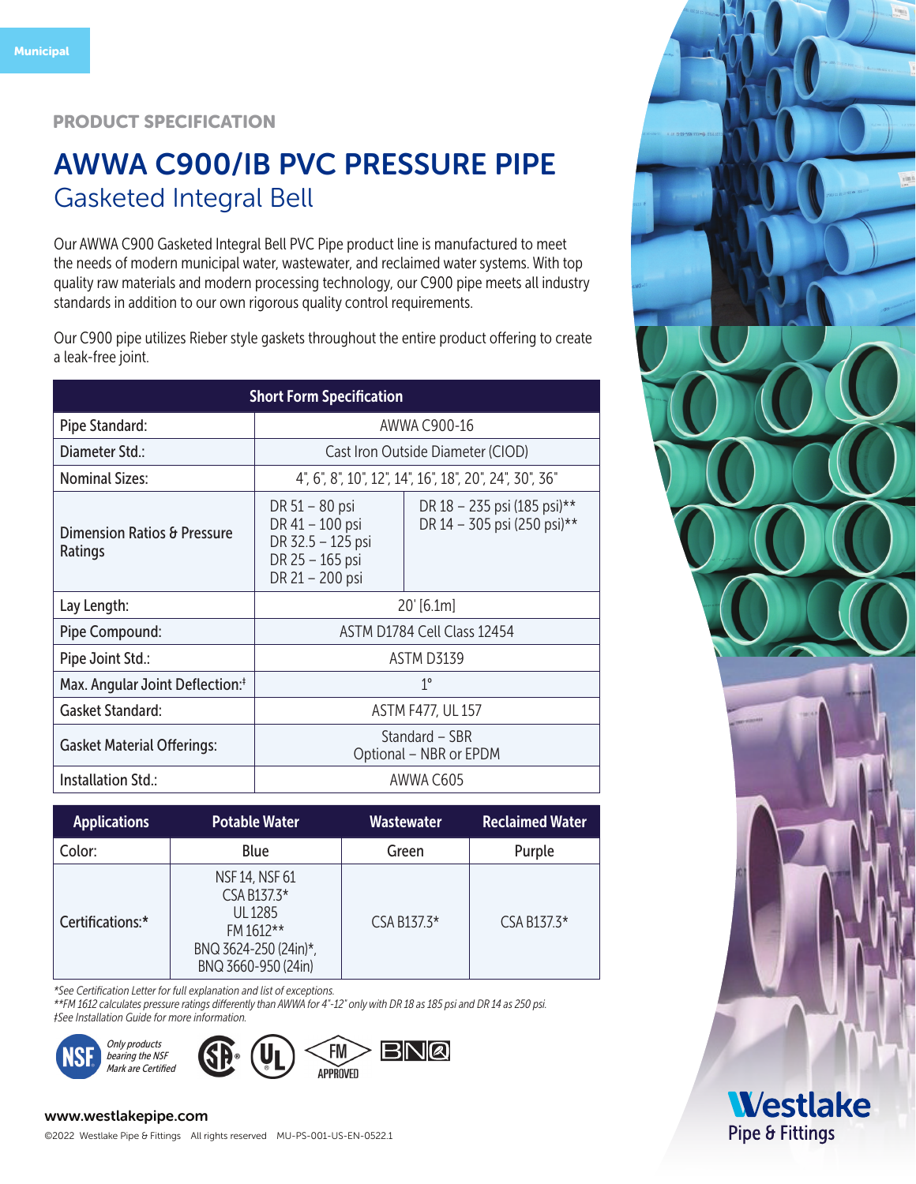Municipal

PRODUCT SPECIFICATION

# AWWA C900/IB PVC PRESSURE PIPE

## Gasketed Integral Bell

Our AWWA C900 Gasketed Integral Bell PVC Pipe product line is manufactured to meet the needs of modern municipal water, wastewater, and reclaimed water systems. With top quality raw materials and modern processing technology, our C900 pipe meets all industry standards in addition to our own rigorous quality control requirements.

Our C900 pipe utilizes Rieber style gaskets throughout the entire product offering to create a leak-free joint.

| Short Form Specification | | |
|---|---|---|
| Pipe Standard: | AWWA C900-16 | |
| Diameter Std.: | Cast Iron Outside Diameter (CIOD) | |
| Nominal Sizes: | 4", 6", 8", 10", 12", 14", 16", 18", 20", 24", 30", 36" | |
| Dimension Ratios & Pressure Ratings | DR 51 – 80 psi<br>DR 41 – 100 psi<br>DR 32.5 – 125 psi<br>DR 25 – 165 psi<br>DR 21 – 200 psi | DR 18 – 235 psi (185 psi)**<br>DR 14 – 305 psi (250 psi)** |
| Lay Length: | 20' [6.1m] | |
| Pipe Compound: | ASTM D1784 Cell Class 12454 | |
| Pipe Joint Std.: | ASTM D3139 | |
| Max. Angular Joint Deflection:‡ | 1° | |
| Gasket Standard: | ASTM F477, UL 157 | |
| Gasket Material Offerings: | Standard – SBR<br>Optional – NBR or EPDM | |
| Installation Std.: | AWWA C605 | |

| Applications | Potable Water | Wastewater | Reclaimed Water |
|---|---|---|---|
| Color: | Blue | Green | Purple |
| Certifications:* | NSF 14, NSF 61<br>CSA B137.3*<br>UL 1285<br>FM 1612**<br>BNQ 3624-250 (24in)*,<br>BNQ 3660-950 (24in) | CSA B137.3* | CSA B137.3* |

*\*See Certification Letter for full explanation and list of exceptions.*
*\*\*FM 1612 calculates pressure ratings differently than AWWA for 4"-12" only with DR 18 as 185 psi and DR 14 as 250 psi.*
*‡See Installation Guide for more information.*

*Only products bearing the NSF Mark are Certified*

www.westlakepipe.com

©2022 Westlake Pipe & Fittings All rights reserved MU-PS-001-US-EN-0522.1

Westlake Pipe & Fittings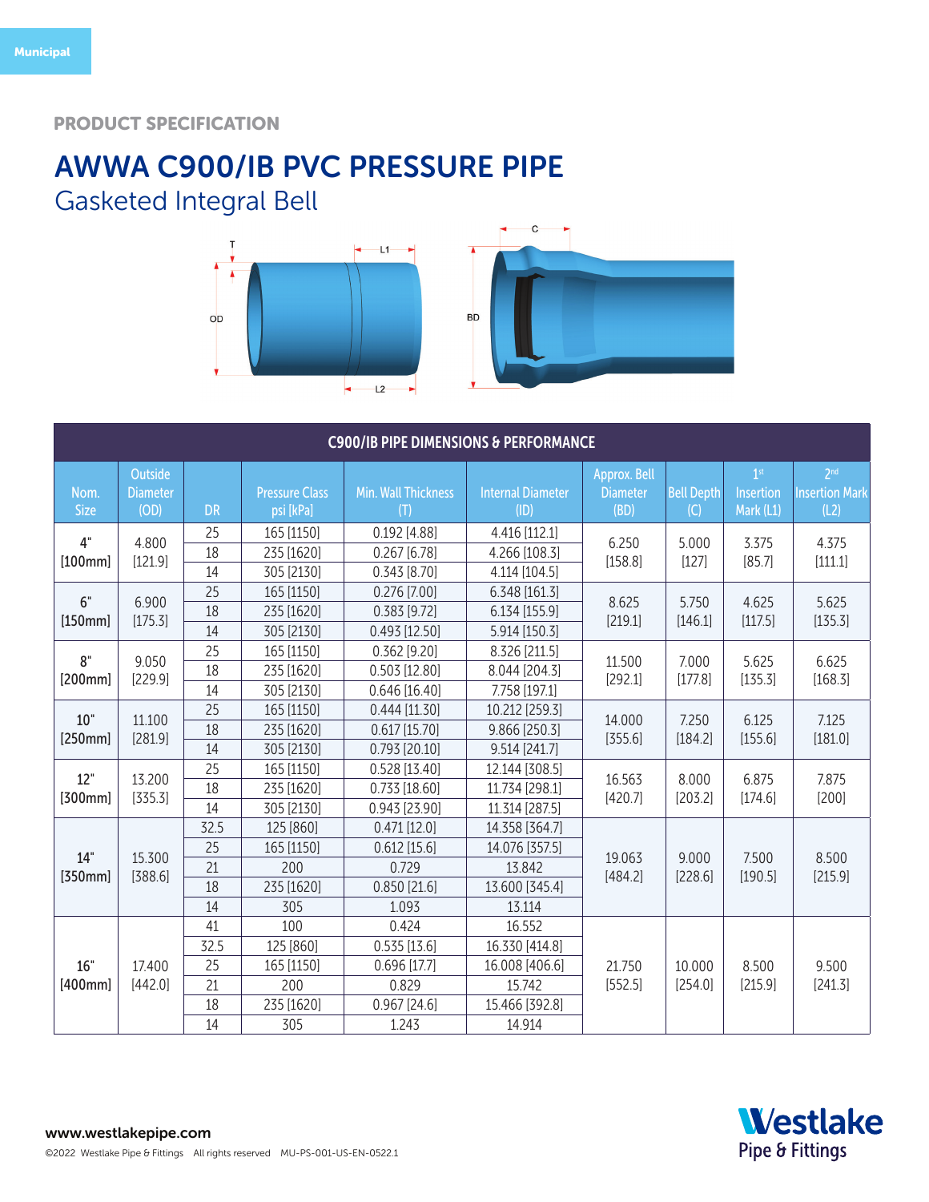Municipal

PRODUCT SPECIFICATION

# AWWA C900/IB PVC PRESSURE PIPE

## Gasketed Integral Bell

T
OD
L1
L2
C
BD

| C900/IB PIPE DIMENSIONS & PERFORMANCE | | | | | | | | | |
|---|---|---|---|---|---|---|---|---|---|
| Nom. Size | Outside Diameter (OD) | DR | Pressure Class psi [kPa] | Min. Wall Thickness (T) | Internal Diameter (ID) | Approx. Bell Diameter (BD) | Bell Depth (C) | 1st Insertion Mark (L1) | 2nd Insertion Mark (L2) |
| 4" [100mm] | 4.800 [121.9] | 25 | 165 [1150] | 0.192 [4.88] | 4.416 [112.1] | 6.250 [158.8] | 5.000 [127] | 3.375 [85.7] | 4.375 [111.1] |
| | | 18 | 235 [1620] | 0.267 [6.78] | 4.266 [108.3] | | | | |
| | | 14 | 305 [2130] | 0.343 [8.70] | 4.114 [104.5] | | | | |
| 6" [150mm] | 6.900 [175.3] | 25 | 165 [1150] | 0.276 [7.00] | 6.348 [161.3] | 8.625 [219.1] | 5.750 [146.1] | 4.625 [117.5] | 5.625 [135.3] |
| | | 18 | 235 [1620] | 0.383 [9.72] | 6.134 [155.9] | | | | |
| | | 14 | 305 [2130] | 0.493 [12.50] | 5.914 [150.3] | | | | |
| 8" [200mm] | 9.050 [229.9] | 25 | 165 [1150] | 0.362 [9.20] | 8.326 [211.5] | 11.500 [292.1] | 7.000 [177.8] | 5.625 [135.3] | 6.625 [168.3] |
| | | 18 | 235 [1620] | 0.503 [12.80] | 8.044 [204.3] | | | | |
| | | 14 | 305 [2130] | 0.646 [16.40] | 7.758 [197.1] | | | | |
| 10" [250mm] | 11.100 [281.9] | 25 | 165 [1150] | 0.444 [11.30] | 10.212 [259.3] | 14.000 [355.6] | 7.250 [184.2] | 6.125 [155.6] | 7.125 [181.0] |
| | | 18 | 235 [1620] | 0.617 [15.70] | 9.866 [250.3] | | | | |
| | | 14 | 305 [2130] | 0.793 [20.10] | 9.514 [241.7] | | | | |
| 12" [300mm] | 13.200 [335.3] | 25 | 165 [1150] | 0.528 [13.40] | 12.144 [308.5] | 16.563 [420.7] | 8.000 [203.2] | 6.875 [174.6] | 7.875 [200] |
| | | 18 | 235 [1620] | 0.733 [18.60] | 11.734 [298.1] | | | | |
| | | 14 | 305 [2130] | 0.943 [23.90] | 11.314 [287.5] | | | | |
| 14" [350mm] | 15.300 [388.6] | 32.5 | 125 [860] | 0.471 [12.0] | 14.358 [364.7] | 19.063 [484.2] | 9.000 [228.6] | 7.500 [190.5] | 8.500 [215.9] |
| | | 25 | 165 [1150] | 0.612 [15.6] | 14.076 [357.5] | | | | |
| | | 21 | 200 | 0.729 | 13.842 | | | | |
| | | 18 | 235 [1620] | 0.850 [21.6] | 13.600 [345.4] | | | | |
| | | 14 | 305 | 1.093 | 13.114 | | | | |
| 16" [400mm] | 17.400 [442.0] | 41 | 100 | 0.424 | 16.552 | 21.750 [552.5] | 10.000 [254.0] | 8.500 [215.9] | 9.500 [241.3] |
| | | 32.5 | 125 [860] | 0.535 [13.6] | 16.330 [414.8] | | | | |
| | | 25 | 165 [1150] | 0.696 [17.7] | 16.008 [406.6] | | | | |
| | | 21 | 200 | 0.829 | 15.742 | | | | |
| | | 18 | 235 [1620] | 0.967 [24.6] | 15.466 [392.8] | | | | |
| | | 14 | 305 | 1.243 | 14.914 | | | | |

www.westlakepipe.com

©2022 Westlake Pipe & Fittings All rights reserved MU-PS-001-US-EN-0522.1

Westlake Pipe & Fittings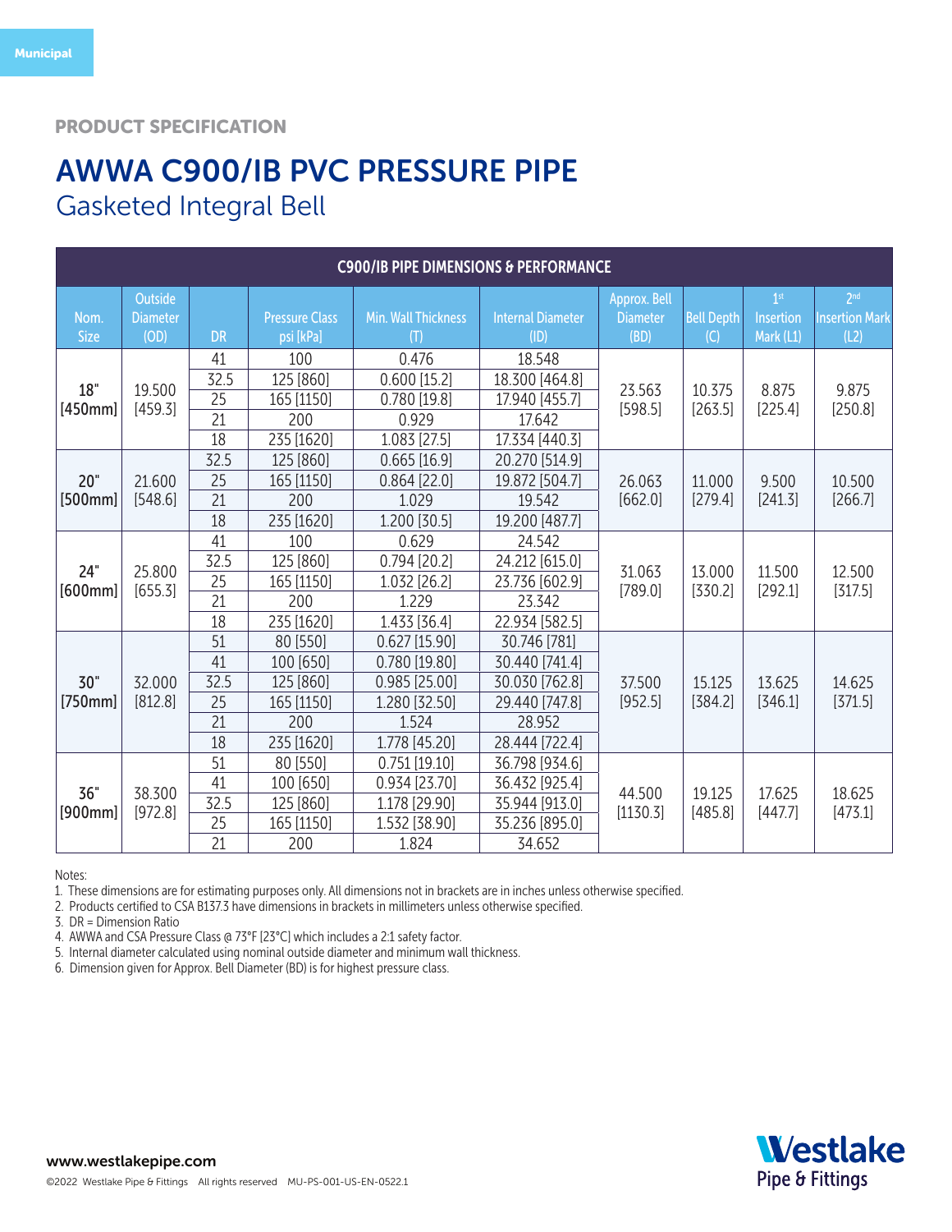Municipal

PRODUCT SPECIFICATION

# AWWA C900/IB PVC PRESSURE PIPE

## Gasketed Integral Bell

| C900/IB PIPE DIMENSIONS & PERFORMANCE | | | | | | | | | |
|---|---|---|---|---|---|---|---|---|---|
| Nom. Size | Outside Diameter (OD) | DR | Pressure Class psi [kPa] | Min. Wall Thickness (T) | Internal Diameter (ID) | Approx. Bell Diameter (BD) | Bell Depth (C) | 1st Insertion Mark (L1) | 2nd Insertion Mark (L2) |
| 18" [450mm] | 19.500 [459.3] | 41 | 100 | 0.476 | 18.548 | 23.563 [598.5] | 10.375 [263.5] | 8.875 [225.4] | 9.875 [250.8] |
| | | 32.5 | 125 [860] | 0.600 [15.2] | 18.300 [464.8] | | | | |
| | | 25 | 165 [1150] | 0.780 [19.8] | 17.940 [455.7] | | | | |
| | | 21 | 200 | 0.929 | 17.642 | | | | |
| | | 18 | 235 [1620] | 1.083 [27.5] | 17.334 [440.3] | | | | |
| 20" [500mm] | 21.600 [548.6] | 32.5 | 125 [860] | 0.665 [16.9] | 20.270 [514.9] | 26.063 [662.0] | 11.000 [279.4] | 9.500 [241.3] | 10.500 [266.7] |
| | | 25 | 165 [1150] | 0.864 [22.0] | 19.872 [504.7] | | | | |
| | | 21 | 200 | 1.029 | 19.542 | | | | |
| | | 18 | 235 [1620] | 1.200 [30.5] | 19.200 [487.7] | | | | |
| 24" [600mm] | 25.800 [655.3] | 41 | 100 | 0.629 | 24.542 | 31.063 [789.0] | 13.000 [330.2] | 11.500 [292.1] | 12.500 [317.5] |
| | | 32.5 | 125 [860] | 0.794 [20.2] | 24.212 [615.0] | | | | |
| | | 25 | 165 [1150] | 1.032 [26.2] | 23.736 [602.9] | | | | |
| | | 21 | 200 | 1.229 | 23.342 | | | | |
| | | 18 | 235 [1620] | 1.433 [36.4] | 22.934 [582.5] | | | | |
| 30" [750mm] | 32.000 [812.8] | 51 | 80 [550] | 0.627 [15.90] | 30.746 [781] | 37.500 [952.5] | 15.125 [384.2] | 13.625 [346.1] | 14.625 [371.5] |
| | | 41 | 100 [650] | 0.780 [19.80] | 30.440 [741.4] | | | | |
| | | 32.5 | 125 [860] | 0.985 [25.00] | 30.030 [762.8] | | | | |
| | | 25 | 165 [1150] | 1.280 [32.50] | 29.440 [747.8] | | | | |
| | | 21 | 200 | 1.524 | 28.952 | | | | |
| | | 18 | 235 [1620] | 1.778 [45.20] | 28.444 [722.4] | | | | |
| 36" [900mm] | 38.300 [972.8] | 51 | 80 [550] | 0.751 [19.10] | 36.798 [934.6] | 44.500 [1130.3] | 19.125 [485.8] | 17.625 [447.7] | 18.625 [473.1] |
| | | 41 | 100 [650] | 0.934 [23.70] | 36.432 [925.4] | | | | |
| | | 32.5 | 125 [860] | 1.178 [29.90] | 35.944 [913.0] | | | | |
| | | 25 | 165 [1150] | 1.532 [38.90] | 35.236 [895.0] | | | | |
| | | 21 | 200 | 1.824 | 34.652 | | | | |

Notes:

1. These dimensions are for estimating purposes only. All dimensions not in brackets are in inches unless otherwise specified.
2. Products certified to CSA B137.3 have dimensions in brackets in millimeters unless otherwise specified.
3. DR = Dimension Ratio
4. AWWA and CSA Pressure Class @ 73°F [23°C] which includes a 2:1 safety factor.
5. Internal diameter calculated using nominal outside diameter and minimum wall thickness.
6. Dimension given for Approx. Bell Diameter (BD) is for highest pressure class.

www.westlakepipe.com

©2022 Westlake Pipe & Fittings All rights reserved MU-PS-001-US-EN-0522.1

Westlake Pipe & Fittings